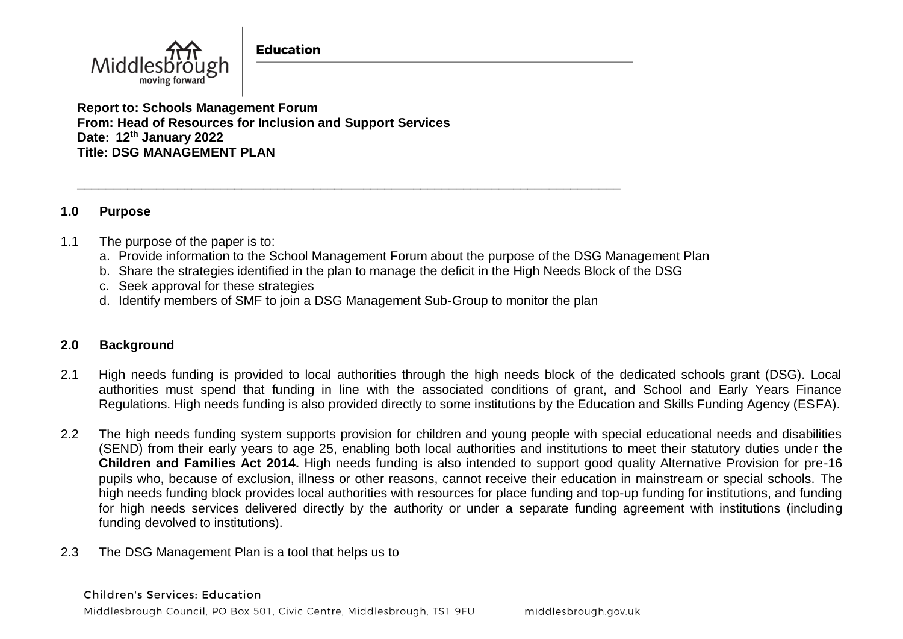**Education**

**Report to: Schools Management Forum**
**From: Head of Resources for Inclusion and Support Services**
**Date: 12th January 2022**
**Title: DSG MANAGEMENT PLAN**

---

## 1.0 Purpose

1.1 The purpose of the paper is to:

a. Provide information to the School Management Forum about the purpose of the DSG Management Plan
b. Share the strategies identified in the plan to manage the deficit in the High Needs Block of the DSG
c. Seek approval for these strategies
d. Identify members of SMF to join a DSG Management Sub-Group to monitor the plan

## 2.0 Background

2.1 High needs funding is provided to local authorities through the high needs block of the dedicated schools grant (DSG). Local authorities must spend that funding in line with the associated conditions of grant, and School and Early Years Finance Regulations. High needs funding is also provided directly to some institutions by the Education and Skills Funding Agency (ESFA).

2.2 The high needs funding system supports provision for children and young people with special educational needs and disabilities (SEND) from their early years to age 25, enabling both local authorities and institutions to meet their statutory duties under **the Children and Families Act 2014.** High needs funding is also intended to support good quality Alternative Provision for pre-16 pupils who, because of exclusion, illness or other reasons, cannot receive their education in mainstream or special schools. The high needs funding block provides local authorities with resources for place funding and top-up funding for institutions, and funding for high needs services delivered directly by the authority or under a separate funding agreement with institutions (including funding devolved to institutions).

2.3 The DSG Management Plan is a tool that helps us to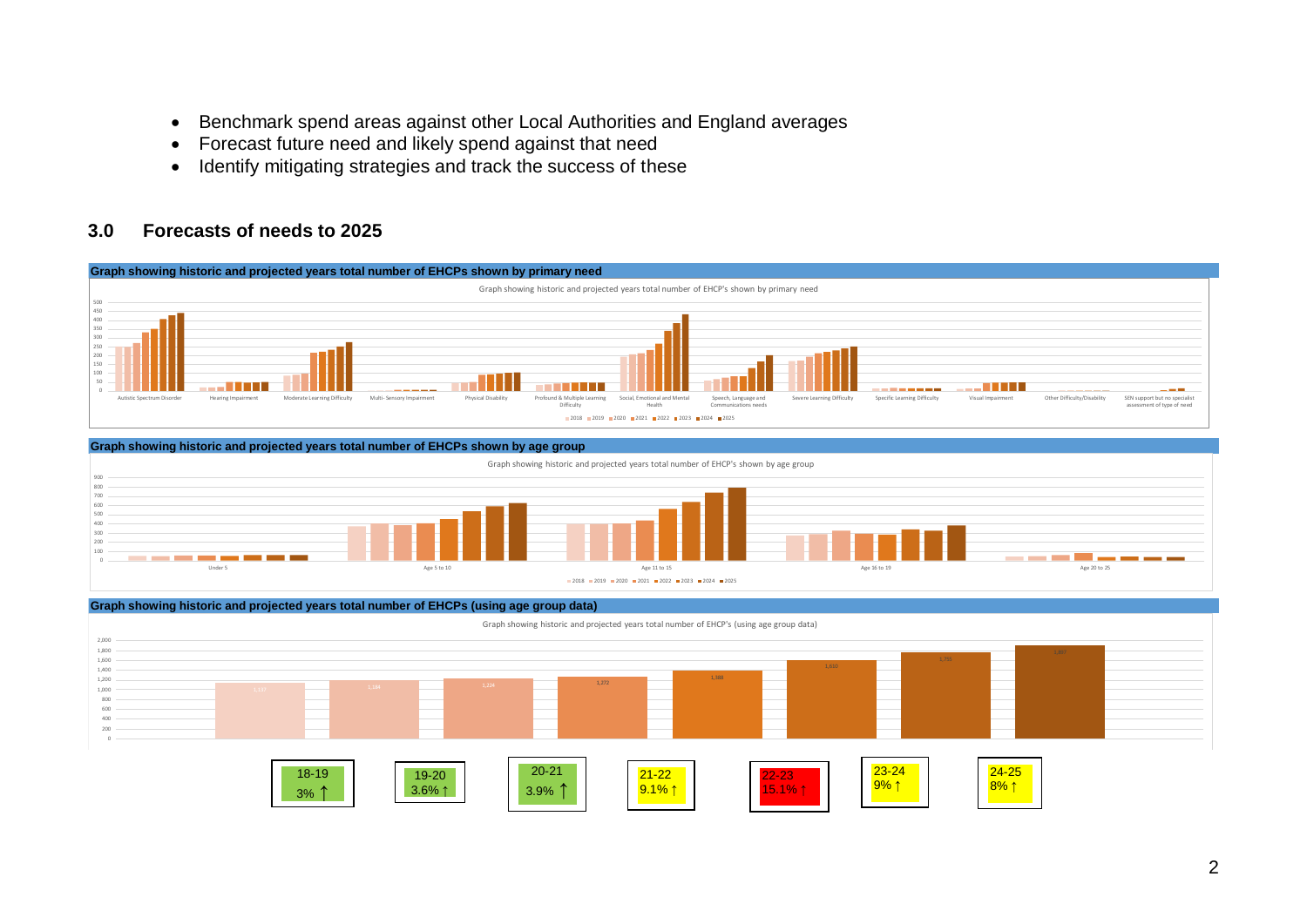- Benchmark spend areas against other Local Authorities and England averages
- Forecast future need and likely spend against that need
- Identify mitigating strategies and track the success of these

## 3.0 Forecasts of needs to 2025

**Graph showing historic and projected years total number of EHCPs shown by primary need**

Graph showing historic and projected years total number of EHCP's shown by primary need

Autistic Spectrum Disorder, Hearing Impairment, Moderate Learning Difficulty, Multi-Sensory Impairment, Physical Disability, Profound & Multiple Learning Difficulty, Social, Emotional and Mental Health, Speech, Language and Communications needs, Severe Learning Difficulty, Specific Learning Difficulty, Visual Impairment, Other Difficulty/Disability, SEN support but no specialist assessment of type of need

2018 2019 2020 2021 2022 2023 2024 2025

**Graph showing historic and projected years total number of EHCPs shown by age group**

Graph showing historic and projected years total number of EHCP's shown by age group

Under 5, Age 5 to 10, Age 11 to 15, Age 16 to 19, Age 20 to 25

2018 2019 2020 2021 2022 2023 2024 2025

**Graph showing historic and projected years total number of EHCPs (using age group data)**

Graph showing historic and projected years total number of EHCP's (using age group data)

| 18-19 | 19-20 | 20-21 | 21-22 | 22-23 | 23-24 | 24-25 |
|---|---|---|---|---|---|---|
| 3% ↑ | 3.6% ↑ | 3.9% ↑ | 9.1% ↑ | 15.1% ↑ | 9% ↑ | 8% ↑ |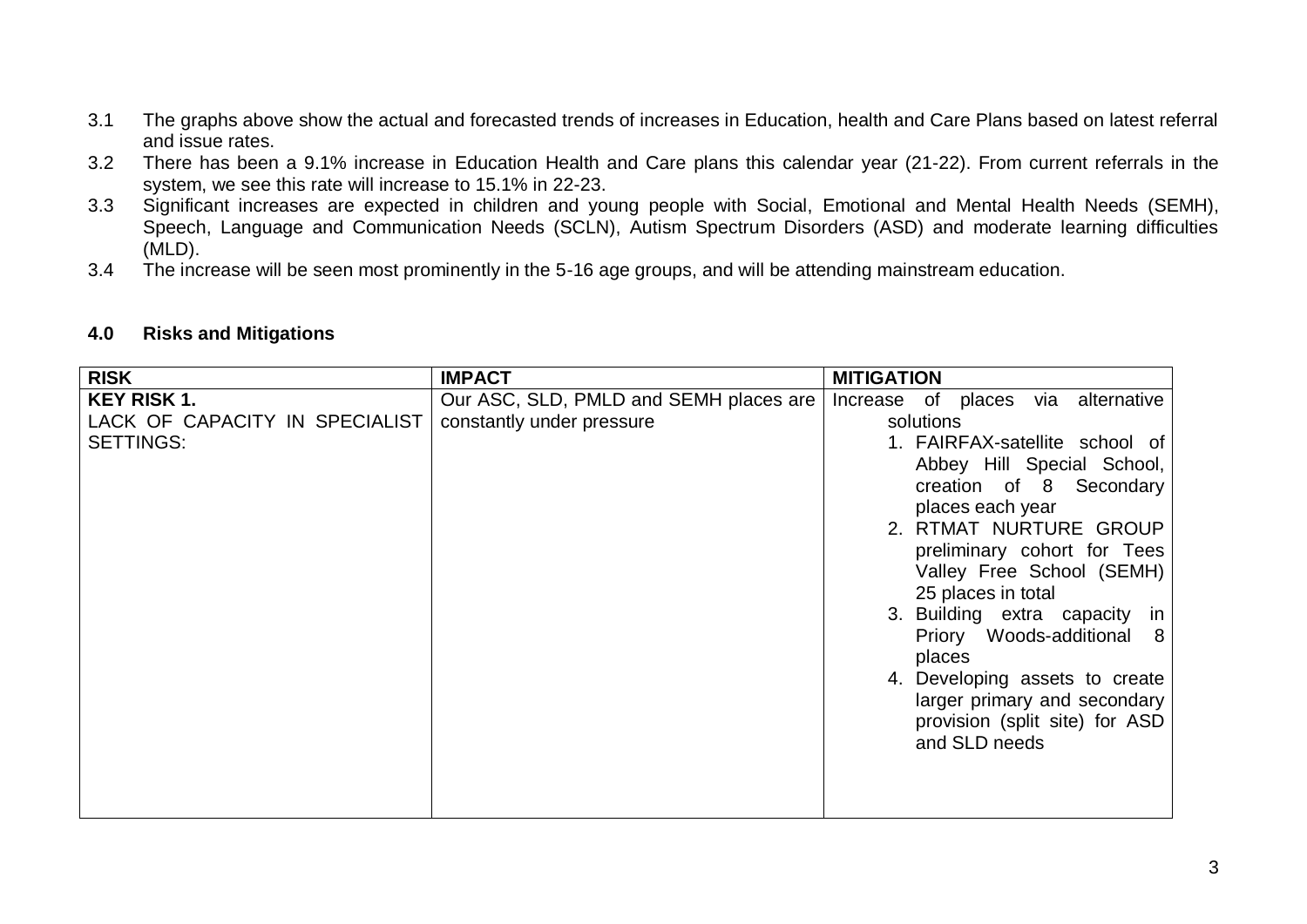3.1 The graphs above show the actual and forecasted trends of increases in Education, health and Care Plans based on latest referral and issue rates.

3.2 There has been a 9.1% increase in Education Health and Care plans this calendar year (21-22). From current referrals in the system, we see this rate will increase to 15.1% in 22-23.

3.3 Significant increases are expected in children and young people with Social, Emotional and Mental Health Needs (SEMH), Speech, Language and Communication Needs (SCLN), Autism Spectrum Disorders (ASD) and moderate learning difficulties (MLD).

3.4 The increase will be seen most prominently in the 5-16 age groups, and will be attending mainstream education.

## 4.0 Risks and Mitigations

| RISK | IMPACT | MITIGATION |
|---|---|---|
| **KEY RISK 1.** LACK OF CAPACITY IN SPECIALIST SETTINGS: | Our ASC, SLD, PMLD and SEMH places are constantly under pressure | Increase of places via alternative solutions<br>1. FAIRFAX-satellite school of Abbey Hill Special School, creation of 8 Secondary places each year<br>2. RTMAT NURTURE GROUP preliminary cohort for Tees Valley Free School (SEMH) 25 places in total<br>3. Building extra capacity in Priory Woods-additional 8 places<br>4. Developing assets to create larger primary and secondary provision (split site) for ASD and SLD needs |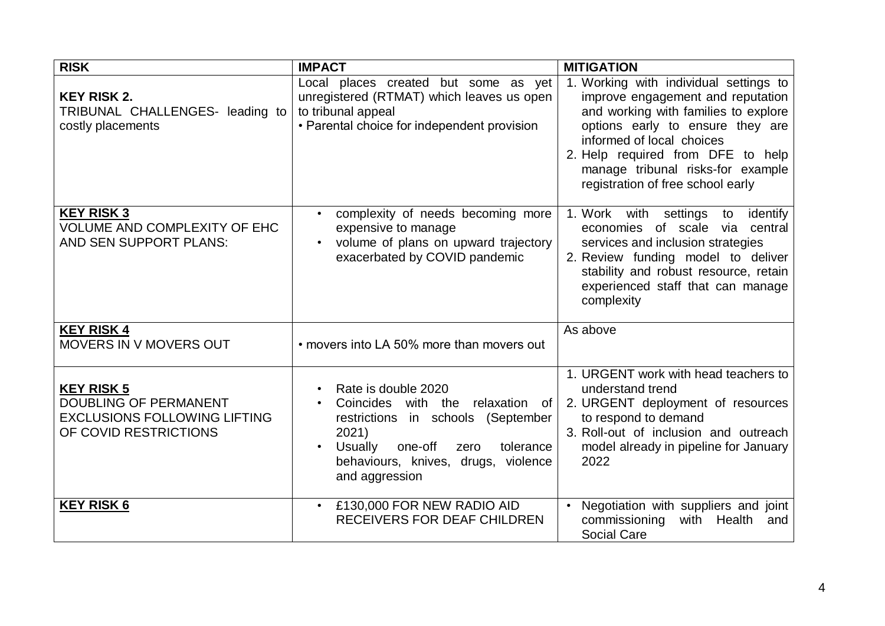| RISK | IMPACT | MITIGATION |
|---|---|---|
| **KEY RISK 2.**<br>TRIBUNAL CHALLENGES- leading to costly placements | Local places created but some as yet unregistered (RTMAT) which leaves us open to tribunal appeal<br>• Parental choice for independent provision | 1. Working with individual settings to improve engagement and reputation and working with families to explore options early to ensure they are informed of local choices<br>2. Help required from DFE to help manage tribunal risks-for example registration of free school early |
| **KEY RISK 3**<br>VOLUME AND COMPLEXITY OF EHC AND SEN SUPPORT PLANS: | • complexity of needs becoming more expensive to manage<br>• volume of plans on upward trajectory exacerbated by COVID pandemic | 1. Work with settings to identify economies of scale via central services and inclusion strategies<br>2. Review funding model to deliver stability and robust resource, retain experienced staff that can manage complexity |
| **KEY RISK 4**<br>MOVERS IN V MOVERS OUT | • movers into LA 50% more than movers out | As above |
| **KEY RISK 5**<br>DOUBLING OF PERMANENT EXCLUSIONS FOLLOWING LIFTING OF COVID RESTRICTIONS | • Rate is double 2020<br>• Coincides with the relaxation of restrictions in schools (September 2021)<br>• Usually one-off zero tolerance behaviours, knives, drugs, violence and aggression | 1. URGENT work with head teachers to understand trend<br>2. URGENT deployment of resources to respond to demand<br>3. Roll-out of inclusion and outreach model already in pipeline for January 2022 |
| **KEY RISK 6** | • £130,000 FOR NEW RADIO AID RECEIVERS FOR DEAF CHILDREN | • Negotiation with suppliers and joint commissioning with Health and Social Care |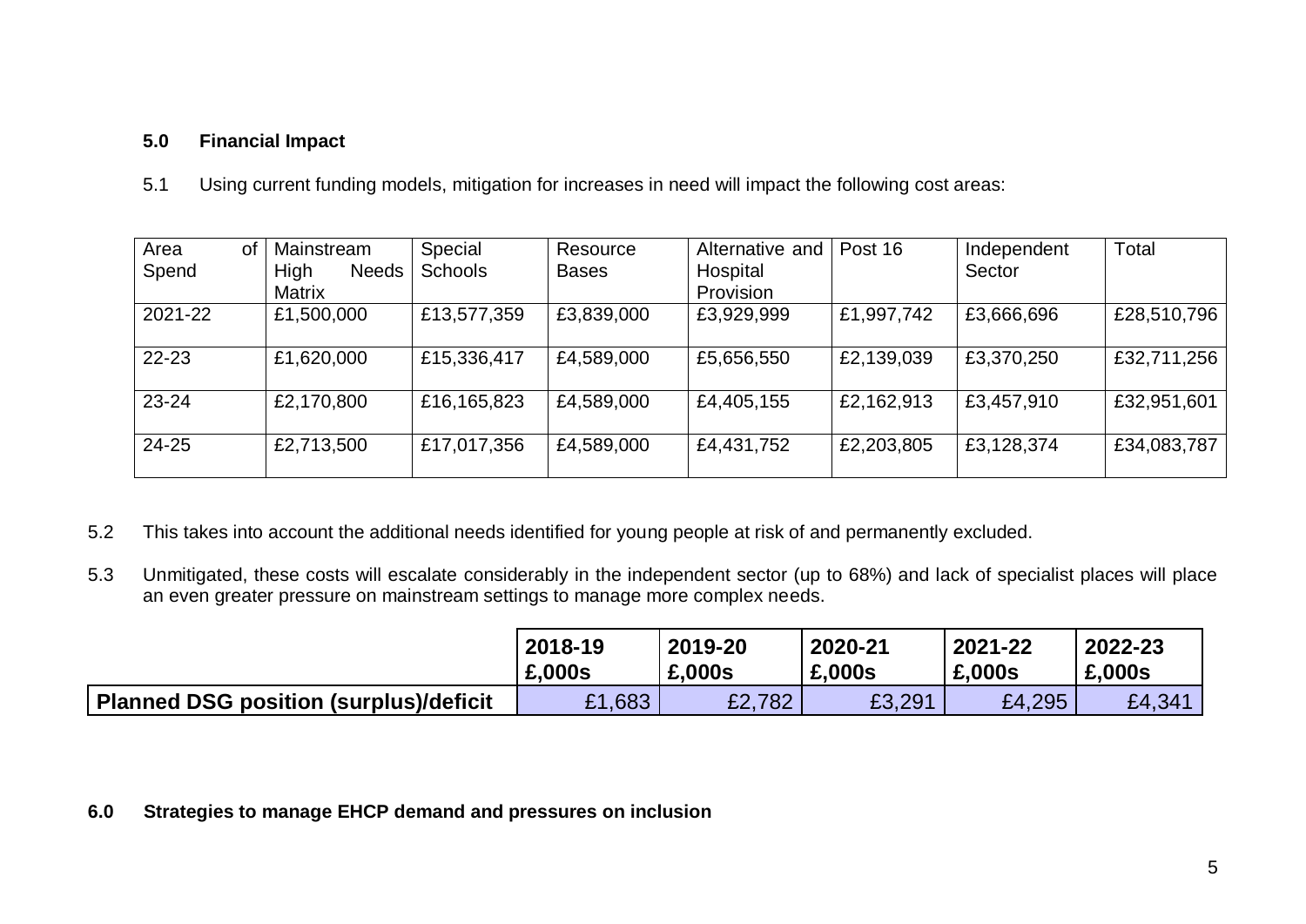## 5.0 Financial Impact

5.1 Using current funding models, mitigation for increases in need will impact the following cost areas:

| Area of Spend | Mainstream High Needs Matrix | Special Schools | Resource Bases | Alternative and Hospital Provision | Post 16 | Independent Sector | Total |
|---|---|---|---|---|---|---|---|
| 2021-22 | £1,500,000 | £13,577,359 | £3,839,000 | £3,929,999 | £1,997,742 | £3,666,696 | £28,510,796 |
| 22-23 | £1,620,000 | £15,336,417 | £4,589,000 | £5,656,550 | £2,139,039 | £3,370,250 | £32,711,256 |
| 23-24 | £2,170,800 | £16,165,823 | £4,589,000 | £4,405,155 | £2,162,913 | £3,457,910 | £32,951,601 |
| 24-25 | £2,713,500 | £17,017,356 | £4,589,000 | £4,431,752 | £2,203,805 | £3,128,374 | £34,083,787 |

5.2 This takes into account the additional needs identified for young people at risk of and permanently excluded.

5.3 Unmitigated, these costs will escalate considerably in the independent sector (up to 68%) and lack of specialist places will place an even greater pressure on mainstream settings to manage more complex needs.

| | **2018-19 £,000s** | **2019-20 £,000s** | **2020-21 £,000s** | **2021-22 £,000s** | **2022-23 £,000s** |
|---|---|---|---|---|---|
| **Planned DSG position (surplus)/deficit** | £1,683 | £2,782 | £3,291 | £4,295 | £4,341 |

## 6.0 Strategies to manage EHCP demand and pressures on inclusion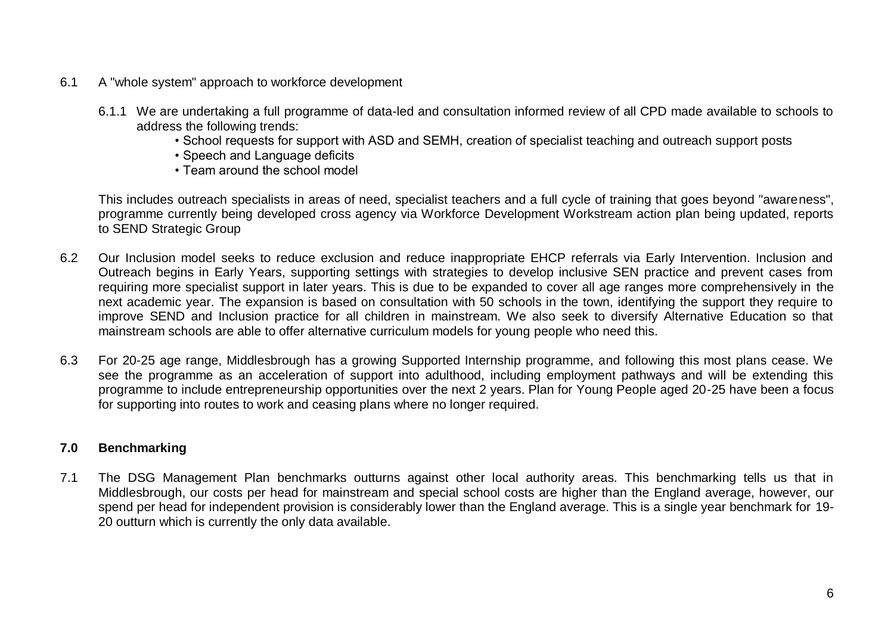6.1 A "whole system" approach to workforce development

6.1.1 We are undertaking a full programme of data-led and consultation informed review of all CPD made available to schools to address the following trends:

- School requests for support with ASD and SEMH, creation of specialist teaching and outreach support posts
- Speech and Language deficits
- Team around the school model

This includes outreach specialists in areas of need, specialist teachers and a full cycle of training that goes beyond "awareness", programme currently being developed cross agency via Workforce Development Workstream action plan being updated, reports to SEND Strategic Group

6.2 Our Inclusion model seeks to reduce exclusion and reduce inappropriate EHCP referrals via Early Intervention. Inclusion and Outreach begins in Early Years, supporting settings with strategies to develop inclusive SEN practice and prevent cases from requiring more specialist support in later years. This is due to be expanded to cover all age ranges more comprehensively in the next academic year. The expansion is based on consultation with 50 schools in the town, identifying the support they require to improve SEND and Inclusion practice for all children in mainstream. We also seek to diversify Alternative Education so that mainstream schools are able to offer alternative curriculum models for young people who need this.

6.3 For 20-25 age range, Middlesbrough has a growing Supported Internship programme, and following this most plans cease. We see the programme as an acceleration of support into adulthood, including employment pathways and will be extending this programme to include entrepreneurship opportunities over the next 2 years. Plan for Young People aged 20-25 have been a focus for supporting into routes to work and ceasing plans where no longer required.

## 7.0 Benchmarking

7.1 The DSG Management Plan benchmarks outturns against other local authority areas. This benchmarking tells us that in Middlesbrough, our costs per head for mainstream and special school costs are higher than the England average, however, our spend per head for independent provision is considerably lower than the England average. This is a single year benchmark for 19-20 outturn which is currently the only data available.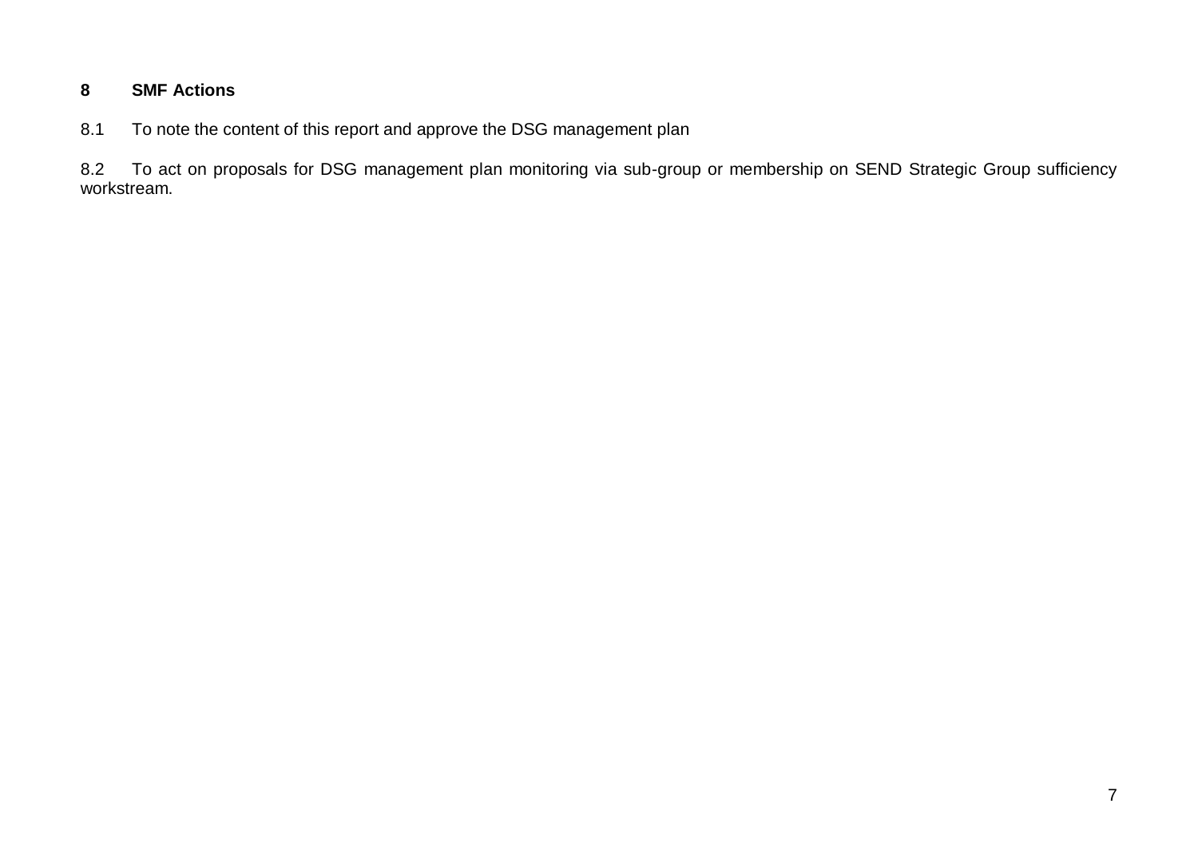## 8 SMF Actions

8.1 To note the content of this report and approve the DSG management plan

8.2 To act on proposals for DSG management plan monitoring via sub-group or membership on SEND Strategic Group sufficiency workstream.